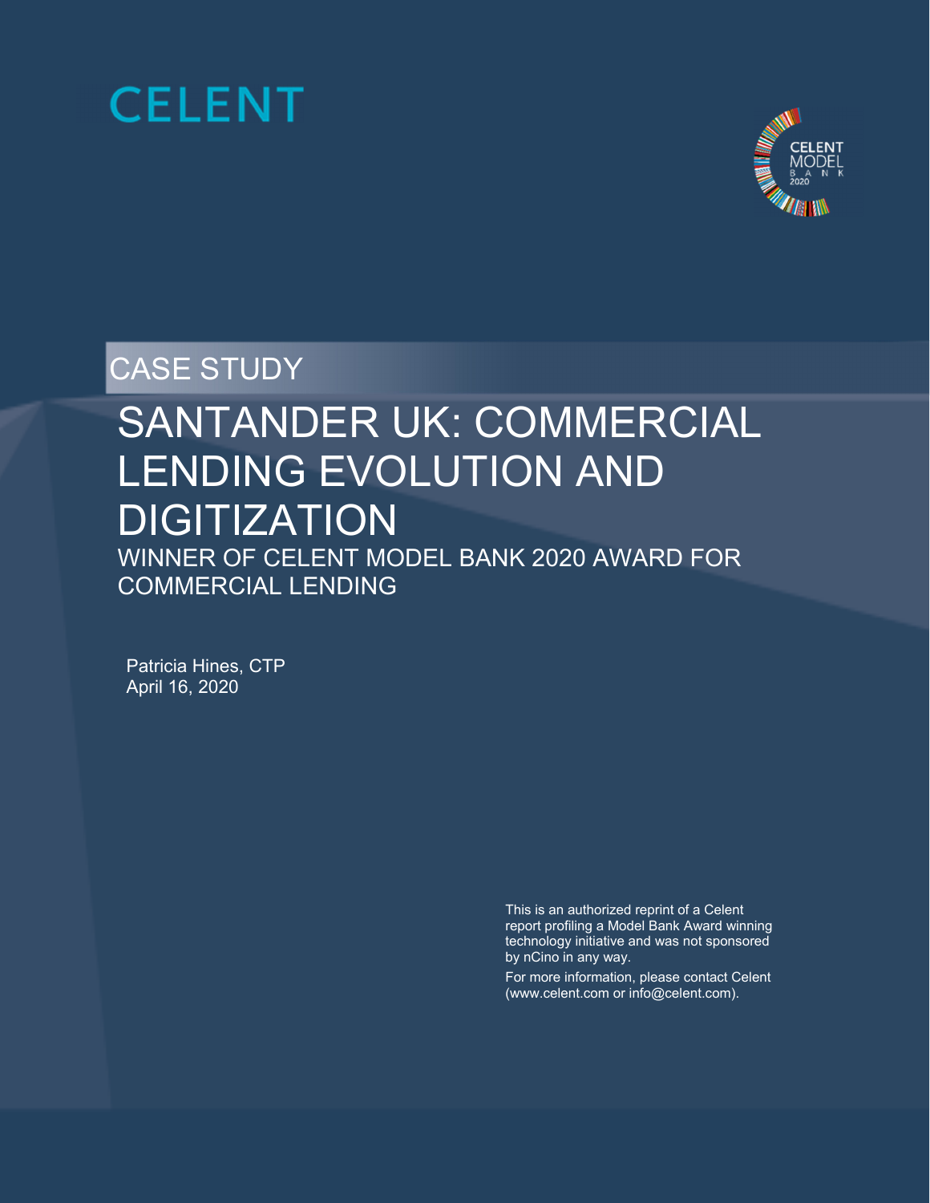CELENT

CELENT MODEL BANK 2020

CASE STUDY

# SANTANDER UK: COMMERCIAL LENDING EVOLUTION AND DIGITIZATION

## WINNER OF CELENT MODEL BANK 2020 AWARD FOR COMMERCIAL LENDING

Patricia Hines, CTP
April 16, 2020

This is an authorized reprint of a Celent report profiling a Model Bank Award winning technology initiative and was not sponsored by nCino in any way.

For more information, please contact Celent (www.celent.com or info@celent.com).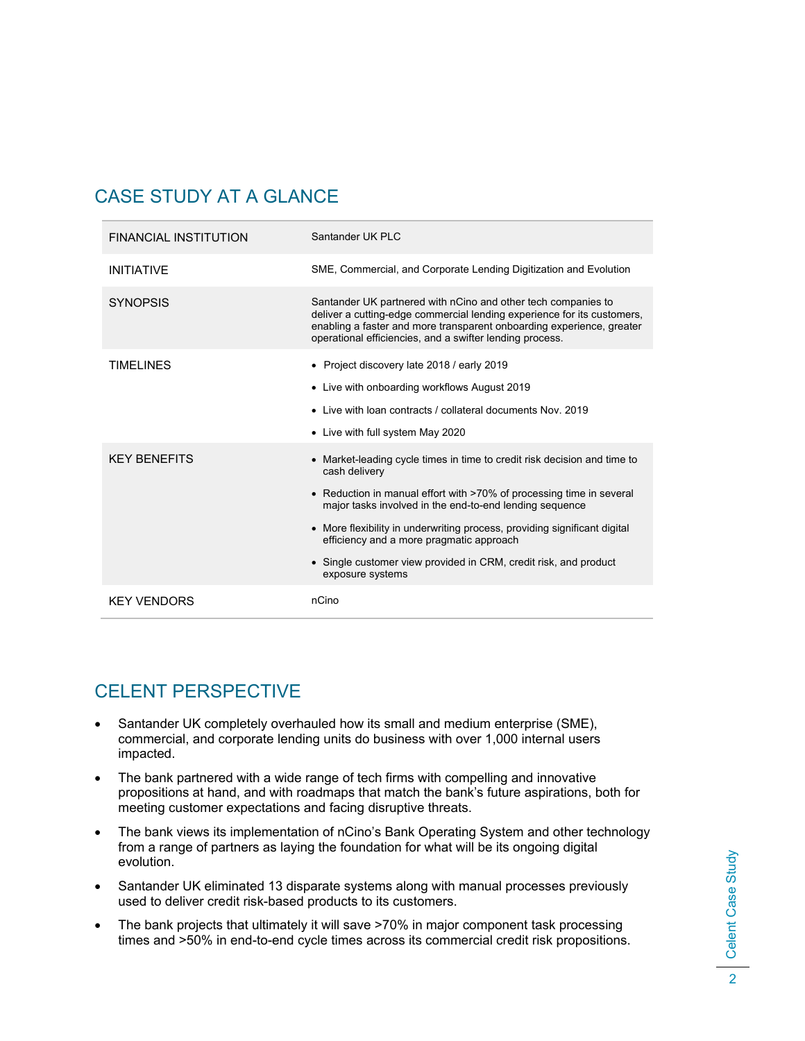## CASE STUDY AT A GLANCE

| | |
|---|---|
| FINANCIAL INSTITUTION | Santander UK PLC |
| INITIATIVE | SME, Commercial, and Corporate Lending Digitization and Evolution |
| SYNOPSIS | Santander UK partnered with nCino and other tech companies to deliver a cutting-edge commercial lending experience for its customers, enabling a faster and more transparent onboarding experience, greater operational efficiencies, and a swifter lending process. |
| TIMELINES | • Project discovery late 2018 / early 2019<br>• Live with onboarding workflows August 2019<br>• Live with loan contracts / collateral documents Nov. 2019<br>• Live with full system May 2020 |
| KEY BENEFITS | • Market-leading cycle times in time to credit risk decision and time to cash delivery<br>• Reduction in manual effort with >70% of processing time in several major tasks involved in the end-to-end lending sequence<br>• More flexibility in underwriting process, providing significant digital efficiency and a more pragmatic approach<br>• Single customer view provided in CRM, credit risk, and product exposure systems |
| KEY VENDORS | nCino |

## CELENT PERSPECTIVE

- Santander UK completely overhauled how its small and medium enterprise (SME), commercial, and corporate lending units do business with over 1,000 internal users impacted.
- The bank partnered with a wide range of tech firms with compelling and innovative propositions at hand, and with roadmaps that match the bank's future aspirations, both for meeting customer expectations and facing disruptive threats.
- The bank views its implementation of nCino's Bank Operating System and other technology from a range of partners as laying the foundation for what will be its ongoing digital evolution.
- Santander UK eliminated 13 disparate systems along with manual processes previously used to deliver credit risk-based products to its customers.
- The bank projects that ultimately it will save >70% in major component task processing times and >50% in end-to-end cycle times across its commercial credit risk propositions.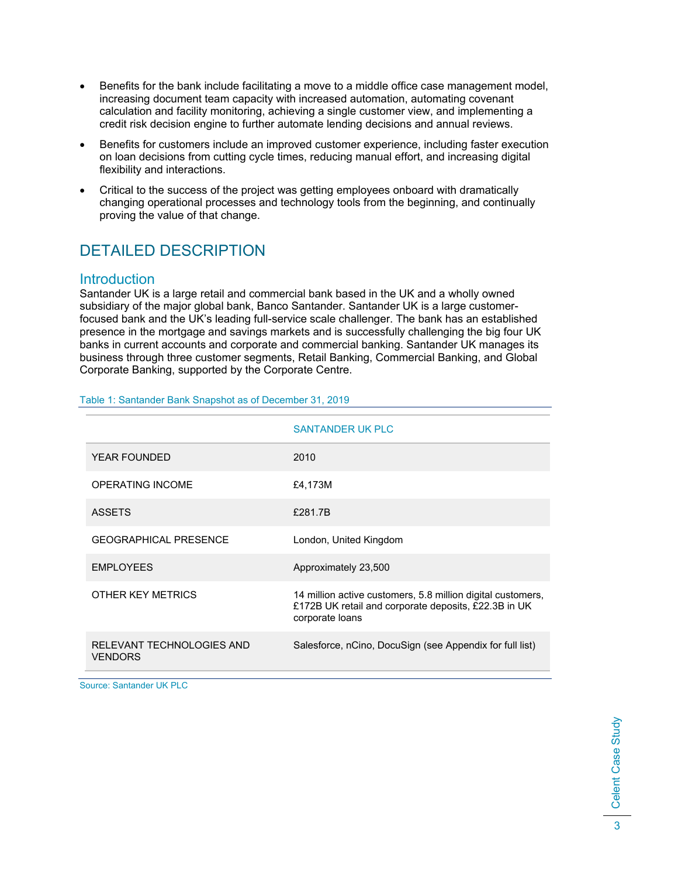- Benefits for the bank include facilitating a move to a middle office case management model, increasing document team capacity with increased automation, automating covenant calculation and facility monitoring, achieving a single customer view, and implementing a credit risk decision engine to further automate lending decisions and annual reviews.
- Benefits for customers include an improved customer experience, including faster execution on loan decisions from cutting cycle times, reducing manual effort, and increasing digital flexibility and interactions.
- Critical to the success of the project was getting employees onboard with dramatically changing operational processes and technology tools from the beginning, and continually proving the value of that change.

# DETAILED DESCRIPTION

## Introduction

Santander UK is a large retail and commercial bank based in the UK and a wholly owned subsidiary of the major global bank, Banco Santander. Santander UK is a large customer-focused bank and the UK's leading full-service scale challenger. The bank has an established presence in the mortgage and savings markets and is successfully challenging the big four UK banks in current accounts and corporate and commercial banking. Santander UK manages its business through three customer segments, Retail Banking, Commercial Banking, and Global Corporate Banking, supported by the Corporate Centre.

Table 1: Santander Bank Snapshot as of December 31, 2019

| | SANTANDER UK PLC |
|---|---|
| YEAR FOUNDED | 2010 |
| OPERATING INCOME | £4,173M |
| ASSETS | £281.7B |
| GEOGRAPHICAL PRESENCE | London, United Kingdom |
| EMPLOYEES | Approximately 23,500 |
| OTHER KEY METRICS | 14 million active customers, 5.8 million digital customers, £172B UK retail and corporate deposits, £22.3B in UK corporate loans |
| RELEVANT TECHNOLOGIES AND VENDORS | Salesforce, nCino, DocuSign (see Appendix for full list) |

Source: Santander UK PLC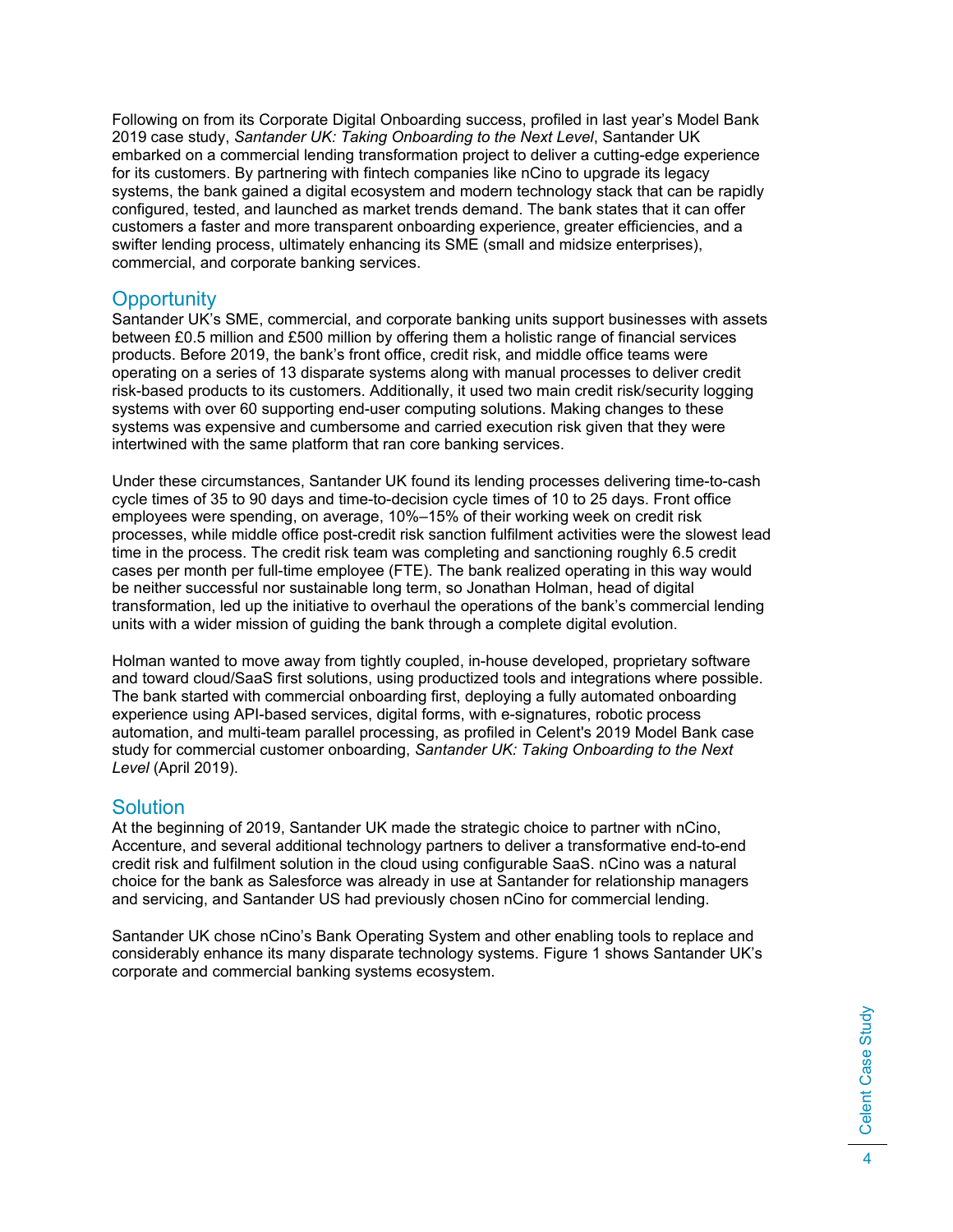Following on from its Corporate Digital Onboarding success, profiled in last year's Model Bank 2019 case study, *Santander UK: Taking Onboarding to the Next Level*, Santander UK embarked on a commercial lending transformation project to deliver a cutting-edge experience for its customers. By partnering with fintech companies like nCino to upgrade its legacy systems, the bank gained a digital ecosystem and modern technology stack that can be rapidly configured, tested, and launched as market trends demand. The bank states that it can offer customers a faster and more transparent onboarding experience, greater efficiencies, and a swifter lending process, ultimately enhancing its SME (small and midsize enterprises), commercial, and corporate banking services.

## Opportunity

Santander UK's SME, commercial, and corporate banking units support businesses with assets between £0.5 million and £500 million by offering them a holistic range of financial services products. Before 2019, the bank's front office, credit risk, and middle office teams were operating on a series of 13 disparate systems along with manual processes to deliver credit risk-based products to its customers. Additionally, it used two main credit risk/security logging systems with over 60 supporting end-user computing solutions. Making changes to these systems was expensive and cumbersome and carried execution risk given that they were intertwined with the same platform that ran core banking services.

Under these circumstances, Santander UK found its lending processes delivering time-to-cash cycle times of 35 to 90 days and time-to-decision cycle times of 10 to 25 days. Front office employees were spending, on average, 10%–15% of their working week on credit risk processes, while middle office post-credit risk sanction fulfilment activities were the slowest lead time in the process. The credit risk team was completing and sanctioning roughly 6.5 credit cases per month per full-time employee (FTE). The bank realized operating in this way would be neither successful nor sustainable long term, so Jonathan Holman, head of digital transformation, led up the initiative to overhaul the operations of the bank's commercial lending units with a wider mission of guiding the bank through a complete digital evolution.

Holman wanted to move away from tightly coupled, in-house developed, proprietary software and toward cloud/SaaS first solutions, using productized tools and integrations where possible. The bank started with commercial onboarding first, deploying a fully automated onboarding experience using API-based services, digital forms, with e-signatures, robotic process automation, and multi-team parallel processing, as profiled in Celent's 2019 Model Bank case study for commercial customer onboarding, *Santander UK: Taking Onboarding to the Next Level* (April 2019).

## Solution

At the beginning of 2019, Santander UK made the strategic choice to partner with nCino, Accenture, and several additional technology partners to deliver a transformative end-to-end credit risk and fulfilment solution in the cloud using configurable SaaS. nCino was a natural choice for the bank as Salesforce was already in use at Santander for relationship managers and servicing, and Santander US had previously chosen nCino for commercial lending.

Santander UK chose nCino's Bank Operating System and other enabling tools to replace and considerably enhance its many disparate technology systems. Figure 1 shows Santander UK's corporate and commercial banking systems ecosystem.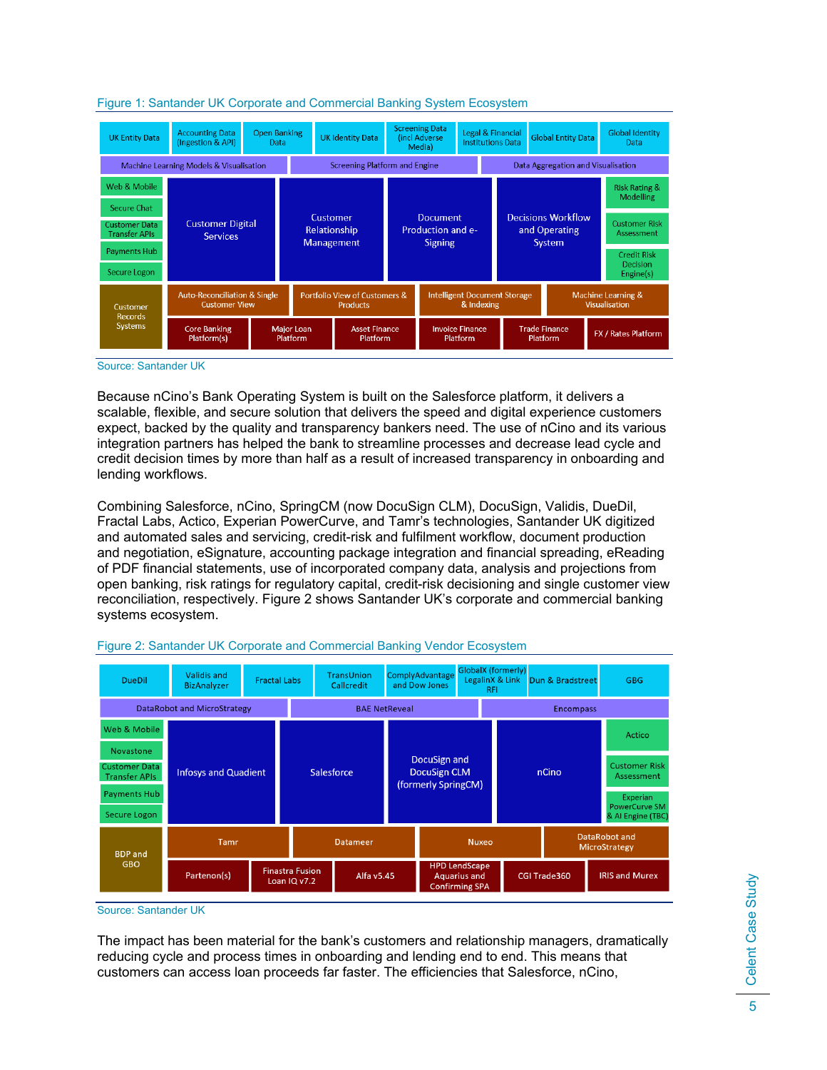Figure 1: Santander UK Corporate and Commercial Banking System Ecosystem

| UK Entity Data | Accounting Data (Ingestion & API) | Open Banking Data | UK Identity Data | Screening Data (incl Adverse Media) | Legal & Financial Institutions Data | Global Entity Data | Global Identity Data |
|---|---|---|---|---|---|---|---|
| Machine Learning Models & Visualisation | | | Screening Platform and Engine | | Data Aggregation and Visualisation | | |

| Web & Mobile / Secure Chat / Customer Data Transfer APIs / Payments Hub / Secure Logon | Customer Digital Services | Customer Relationship Management | Document Production and e-Signing | Decisions Workflow and Operating System | Risk Rating & Modelling / Customer Risk Assessment / Credit Risk Decision Engine(s) |
|---|---|---|---|---|---|

| Customer Records Systems | Auto-Reconciliation & Single Customer View | | Portfolio View of Customers & Products | Intelligent Document Storage & Indexing | | Machine Learning & Visualisation |
|---|---|---|---|---|---|---|
| | Core Banking Platform(s) | Major Loan Platform | Asset Finance Platform | Invoice Finance Platform | Trade Finance Platform | FX / Rates Platform |

Source: Santander UK

Because nCino's Bank Operating System is built on the Salesforce platform, it delivers a scalable, flexible, and secure solution that delivers the speed and digital experience customers expect, backed by the quality and transparency bankers need. The use of nCino and its various integration partners has helped the bank to streamline processes and decrease lead cycle and credit decision times by more than half as a result of increased transparency in onboarding and lending workflows.

Combining Salesforce, nCino, SpringCM (now DocuSign CLM), DocuSign, Validis, DueDil, Fractal Labs, Actico, Experian PowerCurve, and Tamr's technologies, Santander UK digitized and automated sales and servicing, credit-risk and fulfilment workflow, document production and negotiation, eSignature, accounting package integration and financial spreading, eReading of PDF financial statements, use of incorporated company data, analysis and projections from open banking, risk ratings for regulatory capital, credit-risk decisioning and single customer view reconciliation, respectively. Figure 2 shows Santander UK's corporate and commercial banking systems ecosystem.

Figure 2: Santander UK Corporate and Commercial Banking Vendor Ecosystem

| DueDil | Validis and BizAnalyzer | Fractal Labs | TransUnion Callcredit | ComplyAdvantage and Dow Jones | GlobalX (formerly) LegalinX & Link RFI | Dun & Bradstreet | GBG |
|---|---|---|---|---|---|---|---|
| DataRobot and MicroStrategy | | | BAE NetReveal | | Encompass | | |

| Web & Mobile / Novastone / Customer Data Transfer APIs / Payments Hub / Secure Logon | Infosys and Quadient | Salesforce | DocuSign and DocuSign CLM (formerly SpringCM) | nCino | Actico / Customer Risk Assessment / Experian PowerCurve SM & AI Engine (TBC) |
|---|---|---|---|---|---|

| BDP and GBO | Tamr | | Datameer | Nuxeo | | DataRobot and MicroStrategy |
|---|---|---|---|---|---|---|
| | Partenon(s) | Finastra Fusion Loan IQ v7.2 | Alfa v5.45 | HPD LendScape Aquarius and Confirming SPA | CGI Trade360 | IRIS and Murex |

Source: Santander UK

The impact has been material for the bank's customers and relationship managers, dramatically reducing cycle and process times in onboarding and lending end to end. This means that customers can access loan proceeds far faster. The efficiencies that Salesforce, nCino,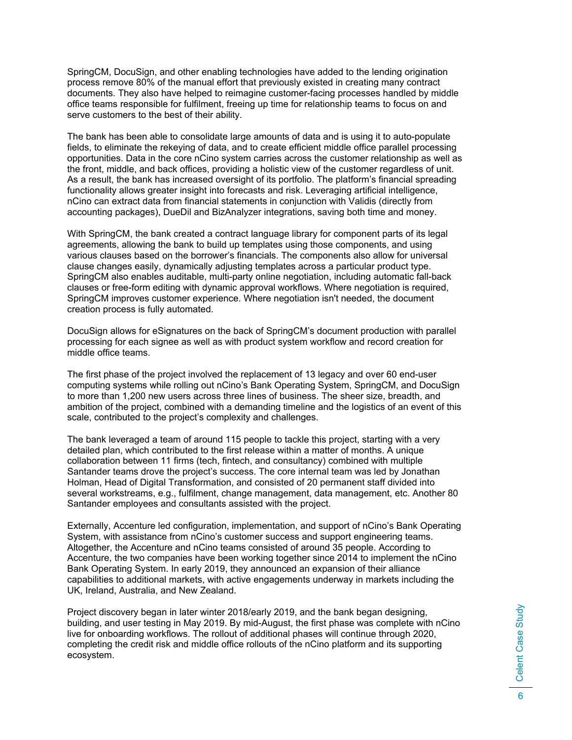SpringCM, DocuSign, and other enabling technologies have added to the lending origination process remove 80% of the manual effort that previously existed in creating many contract documents. They also have helped to reimagine customer-facing processes handled by middle office teams responsible for fulfilment, freeing up time for relationship teams to focus on and serve customers to the best of their ability.

The bank has been able to consolidate large amounts of data and is using it to auto-populate fields, to eliminate the rekeying of data, and to create efficient middle office parallel processing opportunities. Data in the core nCino system carries across the customer relationship as well as the front, middle, and back offices, providing a holistic view of the customer regardless of unit. As a result, the bank has increased oversight of its portfolio. The platform's financial spreading functionality allows greater insight into forecasts and risk. Leveraging artificial intelligence, nCino can extract data from financial statements in conjunction with Validis (directly from accounting packages), DueDil and BizAnalyzer integrations, saving both time and money.

With SpringCM, the bank created a contract language library for component parts of its legal agreements, allowing the bank to build up templates using those components, and using various clauses based on the borrower's financials. The components also allow for universal clause changes easily, dynamically adjusting templates across a particular product type. SpringCM also enables auditable, multi-party online negotiation, including automatic fall-back clauses or free-form editing with dynamic approval workflows. Where negotiation is required, SpringCM improves customer experience. Where negotiation isn't needed, the document creation process is fully automated.

DocuSign allows for eSignatures on the back of SpringCM's document production with parallel processing for each signee as well as with product system workflow and record creation for middle office teams.

The first phase of the project involved the replacement of 13 legacy and over 60 end-user computing systems while rolling out nCino's Bank Operating System, SpringCM, and DocuSign to more than 1,200 new users across three lines of business. The sheer size, breadth, and ambition of the project, combined with a demanding timeline and the logistics of an event of this scale, contributed to the project's complexity and challenges.

The bank leveraged a team of around 115 people to tackle this project, starting with a very detailed plan, which contributed to the first release within a matter of months. A unique collaboration between 11 firms (tech, fintech, and consultancy) combined with multiple Santander teams drove the project's success. The core internal team was led by Jonathan Holman, Head of Digital Transformation, and consisted of 20 permanent staff divided into several workstreams, e.g., fulfilment, change management, data management, etc. Another 80 Santander employees and consultants assisted with the project.

Externally, Accenture led configuration, implementation, and support of nCino's Bank Operating System, with assistance from nCino's customer success and support engineering teams. Altogether, the Accenture and nCino teams consisted of around 35 people. According to Accenture, the two companies have been working together since 2014 to implement the nCino Bank Operating System. In early 2019, they announced an expansion of their alliance capabilities to additional markets, with active engagements underway in markets including the UK, Ireland, Australia, and New Zealand.

Project discovery began in later winter 2018/early 2019, and the bank began designing, building, and user testing in May 2019. By mid-August, the first phase was complete with nCino live for onboarding workflows. The rollout of additional phases will continue through 2020, completing the credit risk and middle office rollouts of the nCino platform and its supporting ecosystem.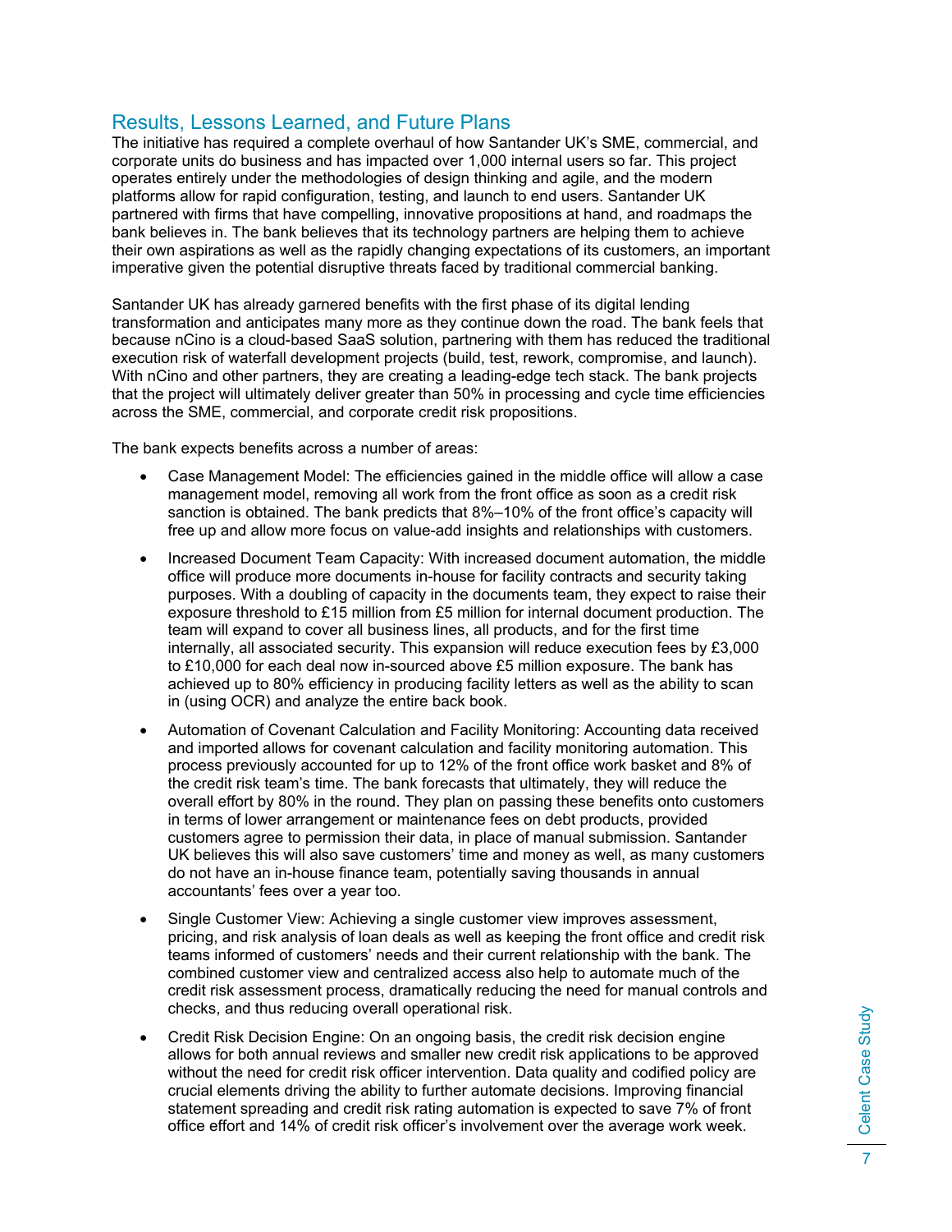## Results, Lessons Learned, and Future Plans

The initiative has required a complete overhaul of how Santander UK's SME, commercial, and corporate units do business and has impacted over 1,000 internal users so far. This project operates entirely under the methodologies of design thinking and agile, and the modern platforms allow for rapid configuration, testing, and launch to end users. Santander UK partnered with firms that have compelling, innovative propositions at hand, and roadmaps the bank believes in. The bank believes that its technology partners are helping them to achieve their own aspirations as well as the rapidly changing expectations of its customers, an important imperative given the potential disruptive threats faced by traditional commercial banking.

Santander UK has already garnered benefits with the first phase of its digital lending transformation and anticipates many more as they continue down the road. The bank feels that because nCino is a cloud-based SaaS solution, partnering with them has reduced the traditional execution risk of waterfall development projects (build, test, rework, compromise, and launch). With nCino and other partners, they are creating a leading-edge tech stack. The bank projects that the project will ultimately deliver greater than 50% in processing and cycle time efficiencies across the SME, commercial, and corporate credit risk propositions.

The bank expects benefits across a number of areas:

- Case Management Model: The efficiencies gained in the middle office will allow a case management model, removing all work from the front office as soon as a credit risk sanction is obtained. The bank predicts that 8%–10% of the front office's capacity will free up and allow more focus on value-add insights and relationships with customers.
- Increased Document Team Capacity: With increased document automation, the middle office will produce more documents in-house for facility contracts and security taking purposes. With a doubling of capacity in the documents team, they expect to raise their exposure threshold to £15 million from £5 million for internal document production. The team will expand to cover all business lines, all products, and for the first time internally, all associated security. This expansion will reduce execution fees by £3,000 to £10,000 for each deal now in-sourced above £5 million exposure. The bank has achieved up to 80% efficiency in producing facility letters as well as the ability to scan in (using OCR) and analyze the entire back book.
- Automation of Covenant Calculation and Facility Monitoring: Accounting data received and imported allows for covenant calculation and facility monitoring automation. This process previously accounted for up to 12% of the front office work basket and 8% of the credit risk team's time. The bank forecasts that ultimately, they will reduce the overall effort by 80% in the round. They plan on passing these benefits onto customers in terms of lower arrangement or maintenance fees on debt products, provided customers agree to permission their data, in place of manual submission. Santander UK believes this will also save customers' time and money as well, as many customers do not have an in-house finance team, potentially saving thousands in annual accountants' fees over a year too.
- Single Customer View: Achieving a single customer view improves assessment, pricing, and risk analysis of loan deals as well as keeping the front office and credit risk teams informed of customers' needs and their current relationship with the bank. The combined customer view and centralized access also help to automate much of the credit risk assessment process, dramatically reducing the need for manual controls and checks, and thus reducing overall operational risk.
- Credit Risk Decision Engine: On an ongoing basis, the credit risk decision engine allows for both annual reviews and smaller new credit risk applications to be approved without the need for credit risk officer intervention. Data quality and codified policy are crucial elements driving the ability to further automate decisions. Improving financial statement spreading and credit risk rating automation is expected to save 7% of front office effort and 14% of credit risk officer's involvement over the average work week.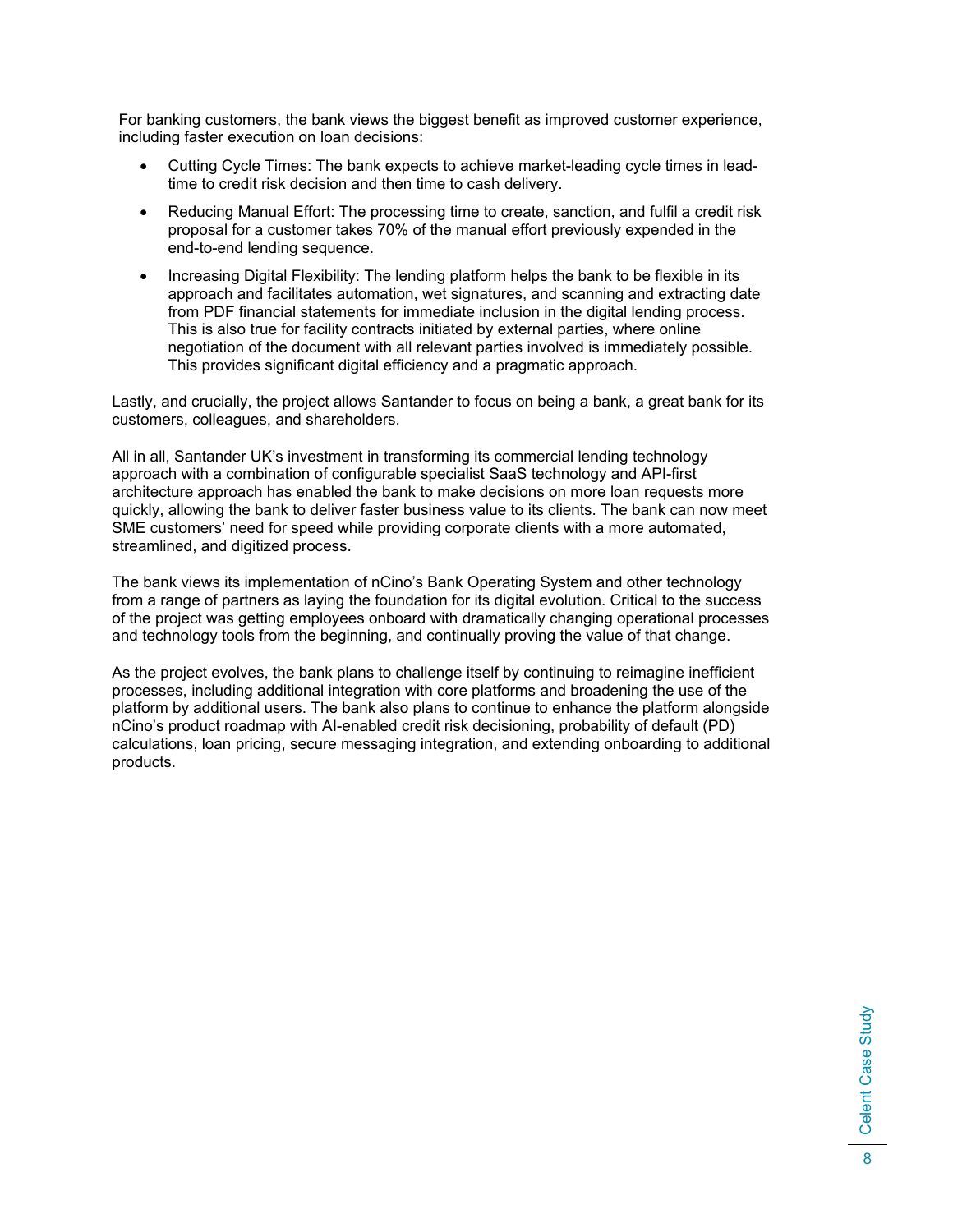For banking customers, the bank views the biggest benefit as improved customer experience, including faster execution on loan decisions:

- Cutting Cycle Times: The bank expects to achieve market-leading cycle times in lead-time to credit risk decision and then time to cash delivery.
- Reducing Manual Effort: The processing time to create, sanction, and fulfil a credit risk proposal for a customer takes 70% of the manual effort previously expended in the end-to-end lending sequence.
- Increasing Digital Flexibility: The lending platform helps the bank to be flexible in its approach and facilitates automation, wet signatures, and scanning and extracting date from PDF financial statements for immediate inclusion in the digital lending process. This is also true for facility contracts initiated by external parties, where online negotiation of the document with all relevant parties involved is immediately possible. This provides significant digital efficiency and a pragmatic approach.

Lastly, and crucially, the project allows Santander to focus on being a bank, a great bank for its customers, colleagues, and shareholders.

All in all, Santander UK's investment in transforming its commercial lending technology approach with a combination of configurable specialist SaaS technology and API-first architecture approach has enabled the bank to make decisions on more loan requests more quickly, allowing the bank to deliver faster business value to its clients. The bank can now meet SME customers' need for speed while providing corporate clients with a more automated, streamlined, and digitized process.

The bank views its implementation of nCino's Bank Operating System and other technology from a range of partners as laying the foundation for its digital evolution. Critical to the success of the project was getting employees onboard with dramatically changing operational processes and technology tools from the beginning, and continually proving the value of that change.

As the project evolves, the bank plans to challenge itself by continuing to reimagine inefficient processes, including additional integration with core platforms and broadening the use of the platform by additional users. The bank also plans to continue to enhance the platform alongside nCino's product roadmap with AI-enabled credit risk decisioning, probability of default (PD) calculations, loan pricing, secure messaging integration, and extending onboarding to additional products.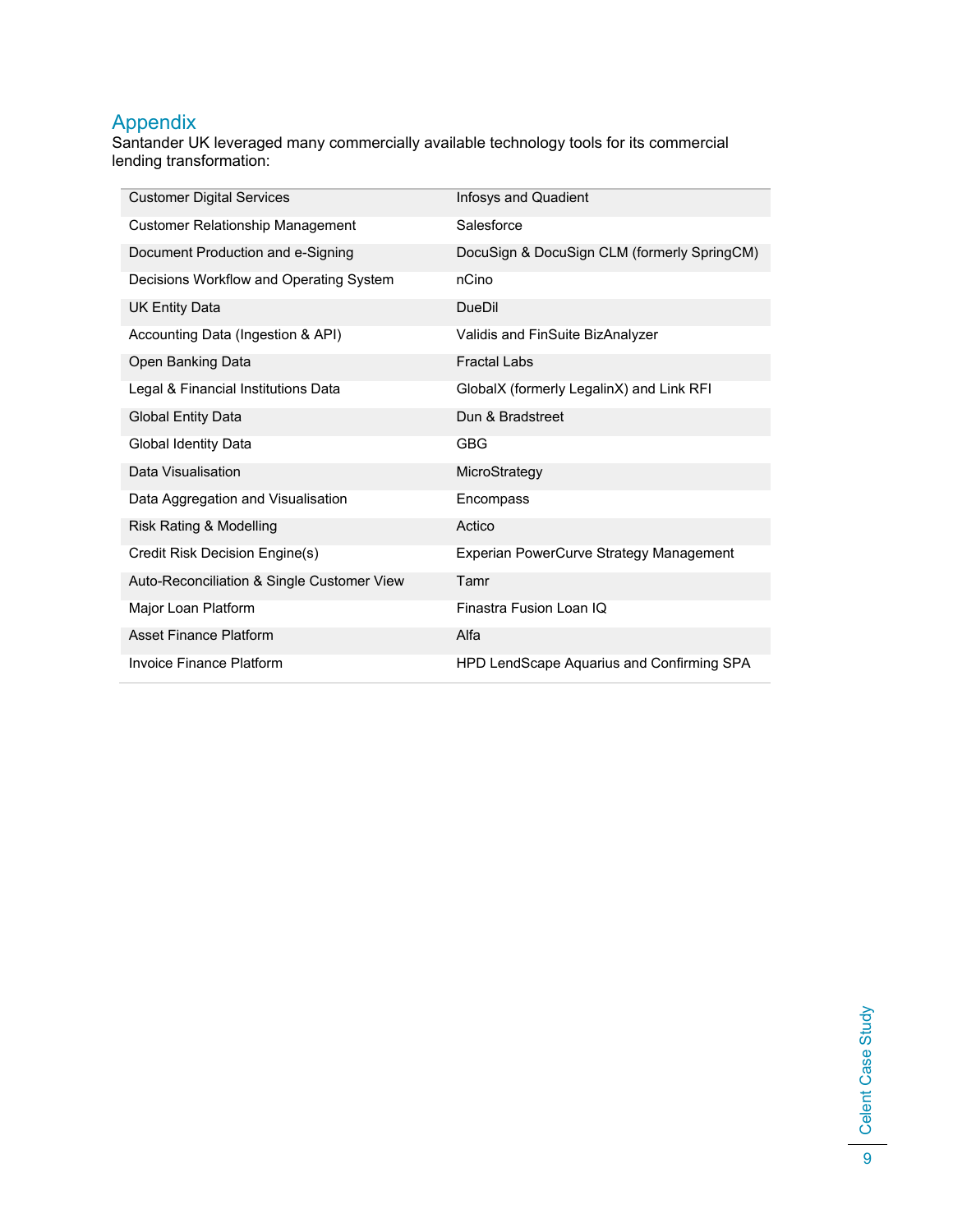## Appendix

Santander UK leveraged many commercially available technology tools for its commercial lending transformation:

| | |
|---|---|
| Customer Digital Services | Infosys and Quadient |
| Customer Relationship Management | Salesforce |
| Document Production and e-Signing | DocuSign & DocuSign CLM (formerly SpringCM) |
| Decisions Workflow and Operating System | nCino |
| UK Entity Data | DueDil |
| Accounting Data (Ingestion & API) | Validis and FinSuite BizAnalyzer |
| Open Banking Data | Fractal Labs |
| Legal & Financial Institutions Data | GlobalX (formerly LegalinX) and Link RFI |
| Global Entity Data | Dun & Bradstreet |
| Global Identity Data | GBG |
| Data Visualisation | MicroStrategy |
| Data Aggregation and Visualisation | Encompass |
| Risk Rating & Modelling | Actico |
| Credit Risk Decision Engine(s) | Experian PowerCurve Strategy Management |
| Auto-Reconciliation & Single Customer View | Tamr |
| Major Loan Platform | Finastra Fusion Loan IQ |
| Asset Finance Platform | Alfa |
| Invoice Finance Platform | HPD LendScape Aquarius and Confirming SPA |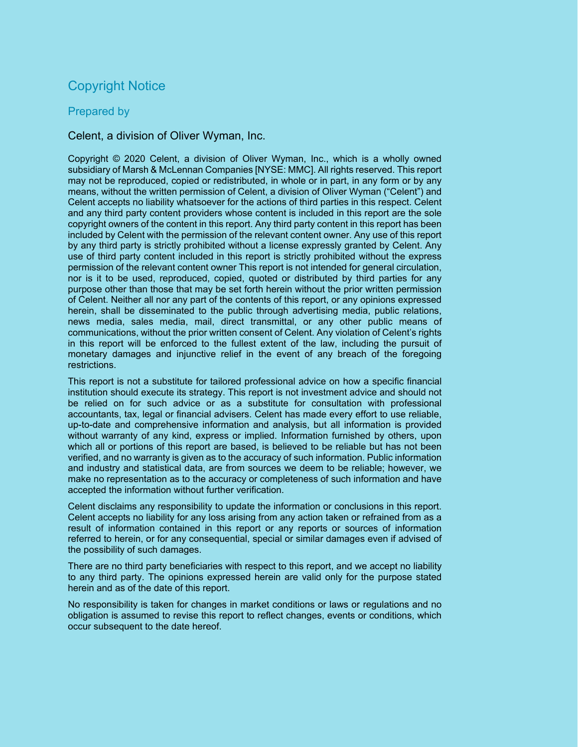## Copyright Notice

### Prepared by

Celent, a division of Oliver Wyman, Inc.

Copyright © 2020 Celent, a division of Oliver Wyman, Inc., which is a wholly owned subsidiary of Marsh & McLennan Companies [NYSE: MMC]. All rights reserved. This report may not be reproduced, copied or redistributed, in whole or in part, in any form or by any means, without the written permission of Celent, a division of Oliver Wyman ("Celent") and Celent accepts no liability whatsoever for the actions of third parties in this respect. Celent and any third party content providers whose content is included in this report are the sole copyright owners of the content in this report. Any third party content in this report has been included by Celent with the permission of the relevant content owner. Any use of this report by any third party is strictly prohibited without a license expressly granted by Celent. Any use of third party content included in this report is strictly prohibited without the express permission of the relevant content owner This report is not intended for general circulation, nor is it to be used, reproduced, copied, quoted or distributed by third parties for any purpose other than those that may be set forth herein without the prior written permission of Celent. Neither all nor any part of the contents of this report, or any opinions expressed herein, shall be disseminated to the public through advertising media, public relations, news media, sales media, mail, direct transmittal, or any other public means of communications, without the prior written consent of Celent. Any violation of Celent's rights in this report will be enforced to the fullest extent of the law, including the pursuit of monetary damages and injunctive relief in the event of any breach of the foregoing restrictions.

This report is not a substitute for tailored professional advice on how a specific financial institution should execute its strategy. This report is not investment advice and should not be relied on for such advice or as a substitute for consultation with professional accountants, tax, legal or financial advisers. Celent has made every effort to use reliable, up-to-date and comprehensive information and analysis, but all information is provided without warranty of any kind, express or implied. Information furnished by others, upon which all or portions of this report are based, is believed to be reliable but has not been verified, and no warranty is given as to the accuracy of such information. Public information and industry and statistical data, are from sources we deem to be reliable; however, we make no representation as to the accuracy or completeness of such information and have accepted the information without further verification.

Celent disclaims any responsibility to update the information or conclusions in this report. Celent accepts no liability for any loss arising from any action taken or refrained from as a result of information contained in this report or any reports or sources of information referred to herein, or for any consequential, special or similar damages even if advised of the possibility of such damages.

There are no third party beneficiaries with respect to this report, and we accept no liability to any third party. The opinions expressed herein are valid only for the purpose stated herein and as of the date of this report.

No responsibility is taken for changes in market conditions or laws or regulations and no obligation is assumed to revise this report to reflect changes, events or conditions, which occur subsequent to the date hereof.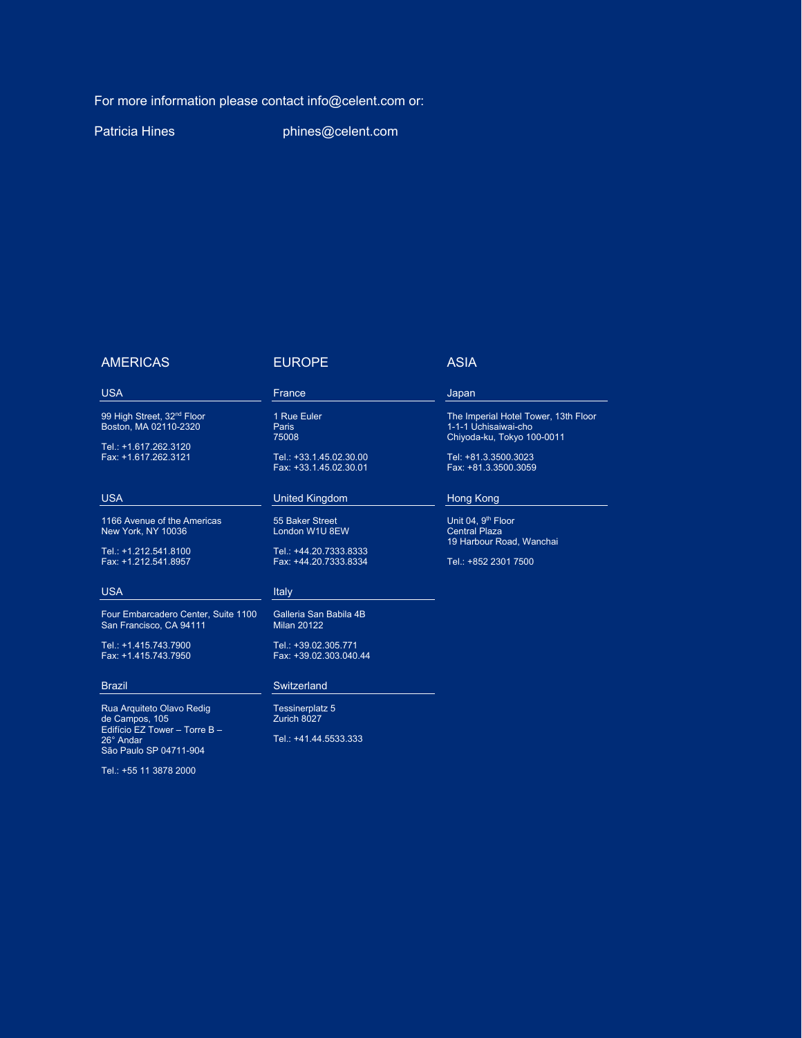For more information please contact info@celent.com or:

Patricia Hines phines@celent.com

## AMERICAS

### USA

99 High Street, 32nd Floor
Boston, MA 02110-2320

Tel.: +1.617.262.3120
Fax: +1.617.262.3121

### USA

1166 Avenue of the Americas
New York, NY 10036

Tel.: +1.212.541.8100
Fax: +1.212.541.8957

### USA

Four Embarcadero Center, Suite 1100
San Francisco, CA 94111

Tel.: +1.415.743.7900
Fax: +1.415.743.7950

### Brazil

Rua Arquiteto Olavo Redig
de Campos, 105
Edifício EZ Tower – Torre B –
26° Andar
São Paulo SP 04711-904

Tel.: +55 11 3878 2000

## EUROPE

### France

1 Rue Euler
Paris
75008

Tel.: +33.1.45.02.30.00
Fax: +33.1.45.02.30.01

### United Kingdom

55 Baker Street
London W1U 8EW

Tel.: +44.20.7333.8333
Fax: +44.20.7333.8334

### Italy

Galleria San Babila 4B
Milan 20122

Tel.: +39.02.305.771
Fax: +39.02.303.040.44

### Switzerland

Tessinerplatz 5
Zurich 8027

Tel.: +41.44.5533.333

## ASIA

### Japan

The Imperial Hotel Tower, 13th Floor
1-1-1 Uchisaiwai-cho
Chiyoda-ku, Tokyo 100-0011

Tel: +81.3.3500.3023
Fax: +81.3.3500.3059

### Hong Kong

Unit 04, 9th Floor
Central Plaza
19 Harbour Road, Wanchai

Tel.: +852 2301 7500